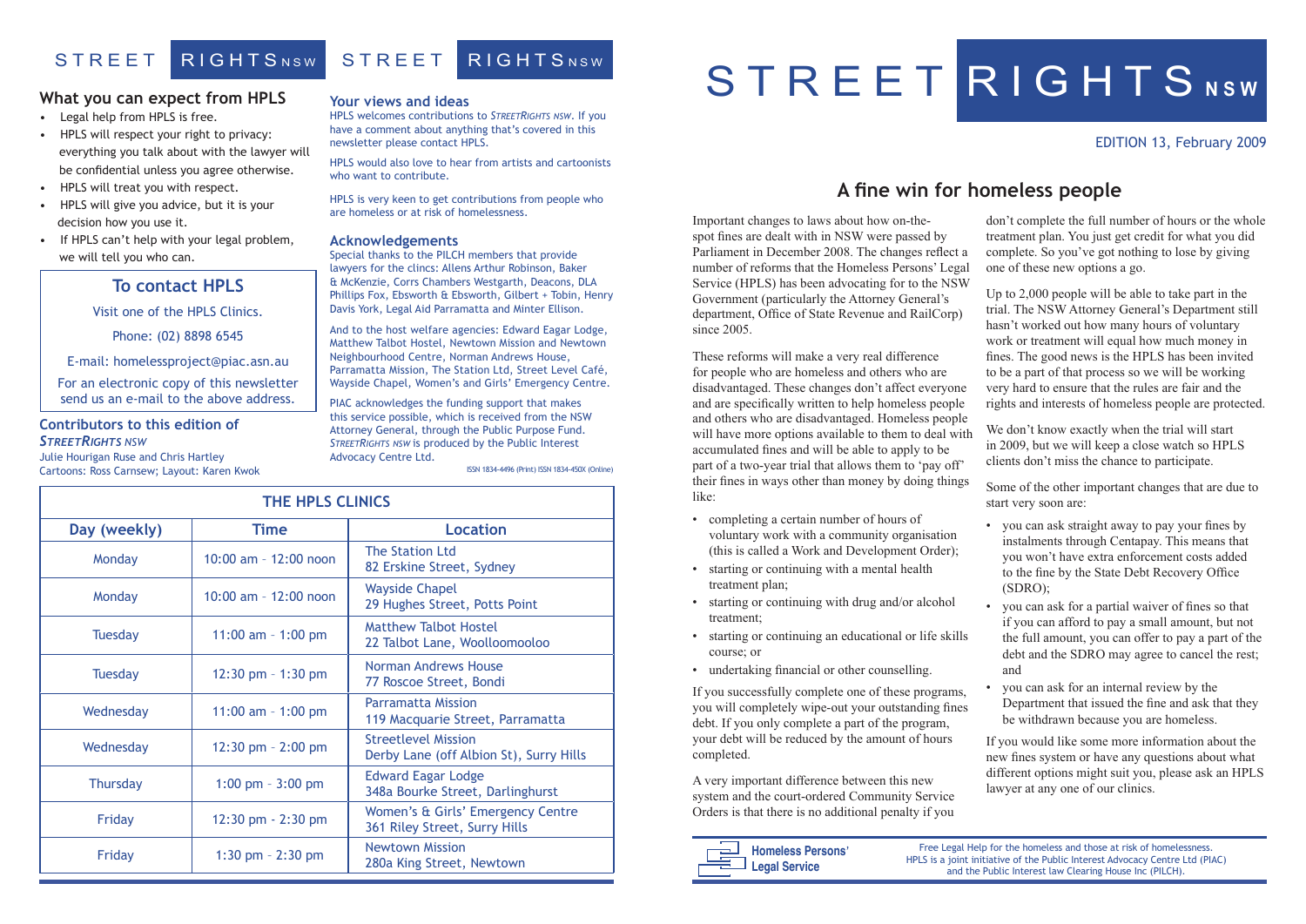# STREET RIGHTS NSW

EDITION 13, February 2009

## A fine win for homeless people

Important changes to laws about how on-the-spot fines are dealt with in NSW were passed by Parliament in December 2008. The changes reflect a number of reforms that the Homeless Persons' Legal Service (HPLS) has been advocating for to the NSW Government (particularly the Attorney General's department, Office of State Revenue and RailCorp) since 2005.

These reforms will make a very real difference for people who are homeless and others who are disadvantaged. These changes don't affect everyone and are specifically written to help homeless people and others who are disadvantaged. Homeless people will have more options available to them to deal with accumulated fines and will be able to apply to be part of a two-year trial that allows them to 'pay off' their fines in ways other than money by doing things like:

- completing a certain number of hours of voluntary work with a community organisation (this is called a Work and Development Order);
- starting or continuing with a mental health treatment plan;
- starting or continuing with drug and/or alcohol treatment;
- starting or continuing an educational or life skills course; or
- undertaking financial or other counselling.

If you successfully complete one of these programs, you will completely wipe-out your outstanding fines debt. If you only complete a part of the program, your debt will be reduced by the amount of hours completed.

A very important difference between this new system and the court-ordered Community Service Orders is that there is no additional penalty if you don't complete the full number of hours or the whole treatment plan. You just get credit for what you did complete. So you've got nothing to lose by giving one of these new options a go.

Up to 2,000 people will be able to take part in the trial. The NSW Attorney General's Department still hasn't worked out how many hours of voluntary work or treatment will equal how much money in fines. The good news is the HPLS has been invited to be a part of that process so we will be working very hard to ensure that the rules are fair and the rights and interests of homeless people are protected.

We don't know exactly when the trial will start in 2009, but we will keep a close watch so HPLS clients don't miss the chance to participate.

Some of the other important changes that are due to start very soon are:

- you can ask straight away to pay your fines by instalments through Centapay. This means that you won't have extra enforcement costs added to the fine by the State Debt Recovery Office (SDRO);
- you can ask for a partial waiver of fines so that if you can afford to pay a small amount, but not the full amount, you can offer to pay a part of the debt and the SDRO may agree to cancel the rest; and
- you can ask for an internal review by the Department that issued the fine and ask that they be withdrawn because you are homeless.

If you would like some more information about the new fines system or have any questions about what different options might suit you, please ask an HPLS lawyer at any one of our clinics.

Homeless Persons' Legal Service

Free Legal Help for the homeless and those at risk of homelessness.
HPLS is a joint initiative of the Public Interest Advocacy Centre Ltd (PIAC) and the Public Interest law Clearing House Inc (PILCH).

## What you can expect from HPLS

- Legal help from HPLS is free.
- HPLS will respect your right to privacy: everything you talk about with the lawyer will be confidential unless you agree otherwise.
- HPLS will treat you with respect.
- HPLS will give you advice, but it is your decision how you use it.
- If HPLS can't help with your legal problem, we will tell you who can.

### To contact HPLS

Visit one of the HPLS Clinics.

Phone: (02) 8898 6545

E-mail: homelessproject@piac.asn.au

For an electronic copy of this newsletter send us an e-mail to the above address.

### Contributors to this edition of *StreetRights NSW*

Julie Hourigan Ruse and Chris Hartley
Cartoons: Ross Carnsew; Layout: Karen Kwok

### Your views and ideas

HPLS welcomes contributions to *StreetRights NSW*. If you have a comment about anything that's covered in this newsletter please contact HPLS.

HPLS would also love to hear from artists and cartoonists who want to contribute.

HPLS is very keen to get contributions from people who are homeless or at risk of homelessness.

### Acknowledgements

Special thanks to the PILCH members that provide lawyers for the clincs: Allens Arthur Robinson, Baker & McKenzie, Corrs Chambers Westgarth, Deacons, DLA Phillips Fox, Ebsworth & Ebsworth, Gilbert + Tobin, Henry Davis York, Legal Aid Parramatta and Minter Ellison.

And to the host welfare agencies: Edward Eagar Lodge, Matthew Talbot Hostel, Newtown Mission and Newtown Neighbourhood Centre, Norman Andrews House, Parramatta Mission, The Station Ltd, Street Level Café, Wayside Chapel, Women's and Girls' Emergency Centre.

PIAC acknowledges the funding support that makes this service possible, which is received from the NSW Attorney General, through the Public Purpose Fund. *StreetRights NSW* is produced by the Public Interest Advocacy Centre Ltd.

ISSN 1834-4496 (Print) ISSN 1834-450X (Online)

### THE HPLS CLINICS

| Day (weekly) | Time | Location |
|---|---|---|
| Monday | 10:00 am – 12:00 noon | The Station Ltd<br>82 Erskine Street, Sydney |
| Monday | 10:00 am – 12:00 noon | Wayside Chapel<br>29 Hughes Street, Potts Point |
| Tuesday | 11:00 am – 1:00 pm | Matthew Talbot Hostel<br>22 Talbot Lane, Woolloomooloo |
| Tuesday | 12:30 pm – 1:30 pm | Norman Andrews House<br>77 Roscoe Street, Bondi |
| Wednesday | 11:00 am – 1:00 pm | Parramatta Mission<br>119 Macquarie Street, Parramatta |
| Wednesday | 12:30 pm – 2:00 pm | Streetlevel Mission<br>Derby Lane (off Albion St), Surry Hills |
| Thursday | 1:00 pm – 3:00 pm | Edward Eagar Lodge<br>348a Bourke Street, Darlinghurst |
| Friday | 12:30 pm - 2:30 pm | Women's & Girls' Emergency Centre<br>361 Riley Street, Surry Hills |
| Friday | 1:30 pm – 2:30 pm | Newtown Mission<br>280a King Street, Newtown |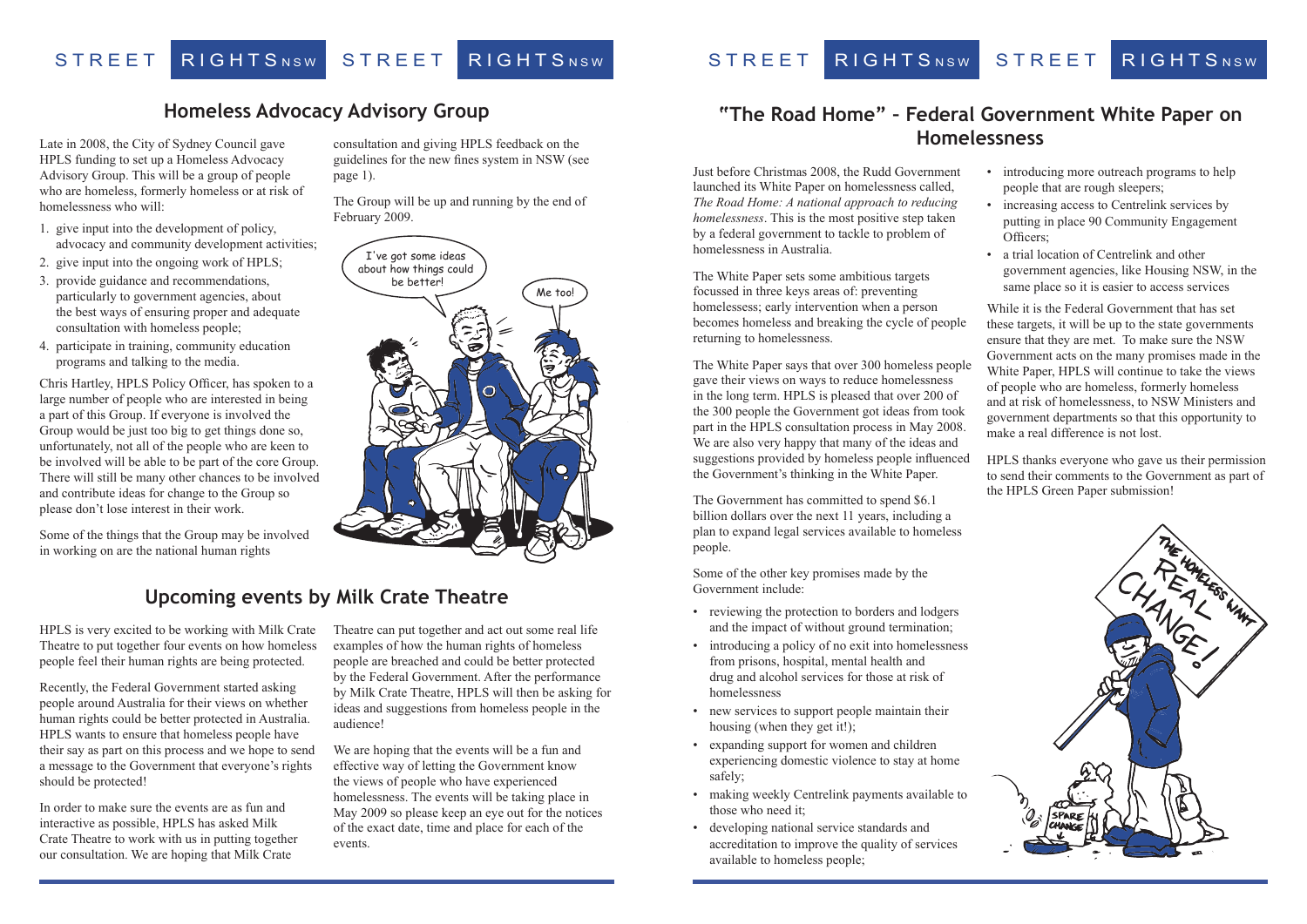## Homeless Advocacy Advisory Group

Late in 2008, the City of Sydney Council gave HPLS funding to set up a Homeless Advocacy Advisory Group. This will be a group of people who are homeless, formerly homeless or at risk of homelessness who will:

1. give input into the development of policy, advocacy and community development activities;
2. give input into the ongoing work of HPLS;
3. provide guidance and recommendations, particularly to government agencies, about the best ways of ensuring proper and adequate consultation with homeless people;
4. participate in training, community education programs and talking to the media.

Chris Hartley, HPLS Policy Officer, has spoken to a large number of people who are interested in being a part of this Group. If everyone is involved the Group would be just too big to get things done so, unfortunately, not all of the people who are keen to be involved will be able to be part of the core Group. There will still be many other chances to be involved and contribute ideas for change to the Group so please don't lose interest in their work.

Some of the things that the Group may be involved in working on are the national human rights consultation and giving HPLS feedback on the guidelines for the new fines system in NSW (see page 1).

The Group will be up and running by the end of February 2009.

## Upcoming events by Milk Crate Theatre

HPLS is very excited to be working with Milk Crate Theatre to put together four events on how homeless people feel their human rights are being protected.

Recently, the Federal Government started asking people around Australia for their views on whether human rights could be better protected in Australia. HPLS wants to ensure that homeless people have their say as part on this process and we hope to send a message to the Government that everyone's rights should be protected!

In order to make sure the events are as fun and interactive as possible, HPLS has asked Milk Crate Theatre to work with us in putting together our consultation. We are hoping that Milk Crate Theatre can put together and act out some real life examples of how the human rights of homeless people are breached and could be better protected by the Federal Government. After the performance by Milk Crate Theatre, HPLS will then be asking for ideas and suggestions from homeless people in the audience!

We are hoping that the events will be a fun and effective way of letting the Government know the views of people who have experienced homelessness. The events will be taking place in May 2009 so please keep an eye out for the notices of the exact date, time and place for each of the events.

## "The Road Home" – Federal Government White Paper on Homelessness

Just before Christmas 2008, the Rudd Government launched its White Paper on homelessness called, *The Road Home: A national approach to reducing homelessness*. This is the most positive step taken by a federal government to tackle to problem of homelessness in Australia.

The White Paper sets some ambitious targets focussed in three keys areas of: preventing homelessess; early intervention when a person becomes homeless and breaking the cycle of people returning to homelessness.

The White Paper says that over 300 homeless people gave their views on ways to reduce homelessness in the long term. HPLS is pleased that over 200 of the 300 people the Government got ideas from took part in the HPLS consultation process in May 2008. We are also very happy that many of the ideas and suggestions provided by homeless people influenced the Government's thinking in the White Paper.

The Government has committed to spend $6.1 billion dollars over the next 11 years, including a plan to expand legal services available to homeless people.

Some of the other key promises made by the Government include:

- reviewing the protection to borders and lodgers and the impact of without ground termination;
- introducing a policy of no exit into homelessness from prisons, hospital, mental health and drug and alcohol services for those at risk of homelessness
- new services to support people maintain their housing (when they get it!);
- expanding support for women and children experiencing domestic violence to stay at home safely;
- making weekly Centrelink payments available to those who need it;
- developing national service standards and accreditation to improve the quality of services available to homeless people;
- introducing more outreach programs to help people that are rough sleepers;
- increasing access to Centrelink services by putting in place 90 Community Engagement Officers;
- a trial location of Centrelink and other government agencies, like Housing NSW, in the same place so it is easier to access services

While it is the Federal Government that has set these targets, it will be up to the state governments ensure that they are met. To make sure the NSW Government acts on the many promises made in the White Paper, HPLS will continue to take the views of people who are homeless, formerly homeless and at risk of homelessness, to NSW Ministers and government departments so that this opportunity to make a real difference is not lost.

HPLS thanks everyone who gave us their permission to send their comments to the Government as part of the HPLS Green Paper submission!